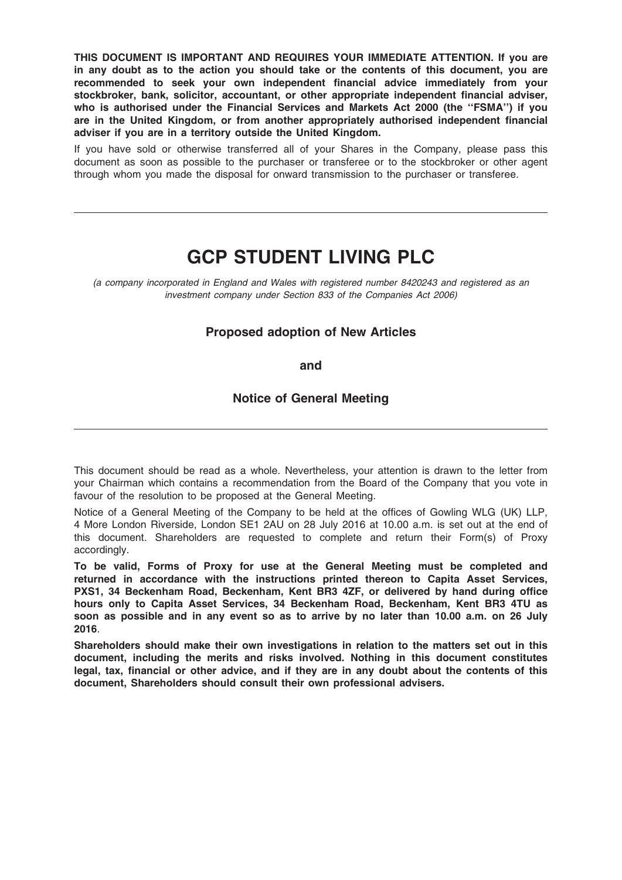**THIS DOCUMENT IS IMPORTANT AND REQUIRES YOUR IMMEDIATE ATTENTION. If you are in any doubt as to the action you should take or the contents of this document, you are recommended to seek your own independent financial advice immediately from your stockbroker, bank, solicitor, accountant, or other appropriate independent financial adviser, who is authorised under the Financial Services and Markets Act 2000 (the "FSMA") if you are in the United Kingdom, or from another appropriately authorised independent financial adviser if you are in a territory outside the United Kingdom.**

If you have sold or otherwise transferred all of your Shares in the Company, please pass this document as soon as possible to the purchaser or transferee or to the stockbroker or other agent through whom you made the disposal for onward transmission to the purchaser or transferee.

---

# GCP STUDENT LIVING PLC

*(a company incorporated in England and Wales with registered number 8420243 and registered as an investment company under Section 833 of the Companies Act 2006)*

## Proposed adoption of New Articles

**and**

## Notice of General Meeting

---

This document should be read as a whole. Nevertheless, your attention is drawn to the letter from your Chairman which contains a recommendation from the Board of the Company that you vote in favour of the resolution to be proposed at the General Meeting.

Notice of a General Meeting of the Company to be held at the offices of Gowling WLG (UK) LLP, 4 More London Riverside, London SE1 2AU on 28 July 2016 at 10.00 a.m. is set out at the end of this document. Shareholders are requested to complete and return their Form(s) of Proxy accordingly.

**To be valid, Forms of Proxy for use at the General Meeting must be completed and returned in accordance with the instructions printed thereon to Capita Asset Services, PXS1, 34 Beckenham Road, Beckenham, Kent BR3 4ZF, or delivered by hand during office hours only to Capita Asset Services, 34 Beckenham Road, Beckenham, Kent BR3 4TU as soon as possible and in any event so as to arrive by no later than 10.00 a.m. on 26 July 2016**.

**Shareholders should make their own investigations in relation to the matters set out in this document, including the merits and risks involved. Nothing in this document constitutes legal, tax, financial or other advice, and if they are in any doubt about the contents of this document, Shareholders should consult their own professional advisers.**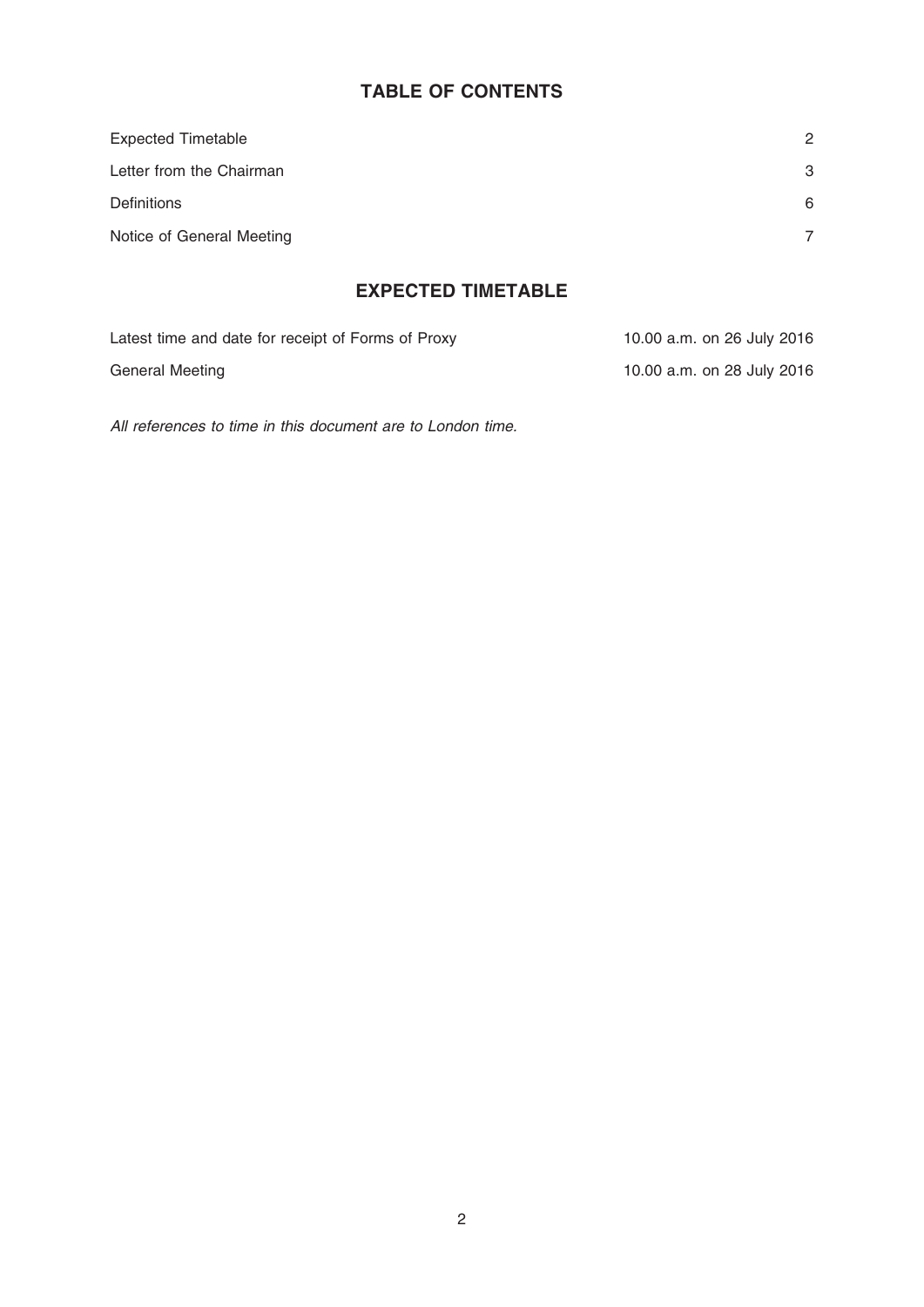## TABLE OF CONTENTS

| | |
|---|---|
| Expected Timetable | 2 |
| Letter from the Chairman | 3 |
| Definitions | 6 |
| Notice of General Meeting | 7 |

## EXPECTED TIMETABLE

| | |
|---|---|
| Latest time and date for receipt of Forms of Proxy | 10.00 a.m. on 26 July 2016 |
| General Meeting | 10.00 a.m. on 28 July 2016 |

*All references to time in this document are to London time.*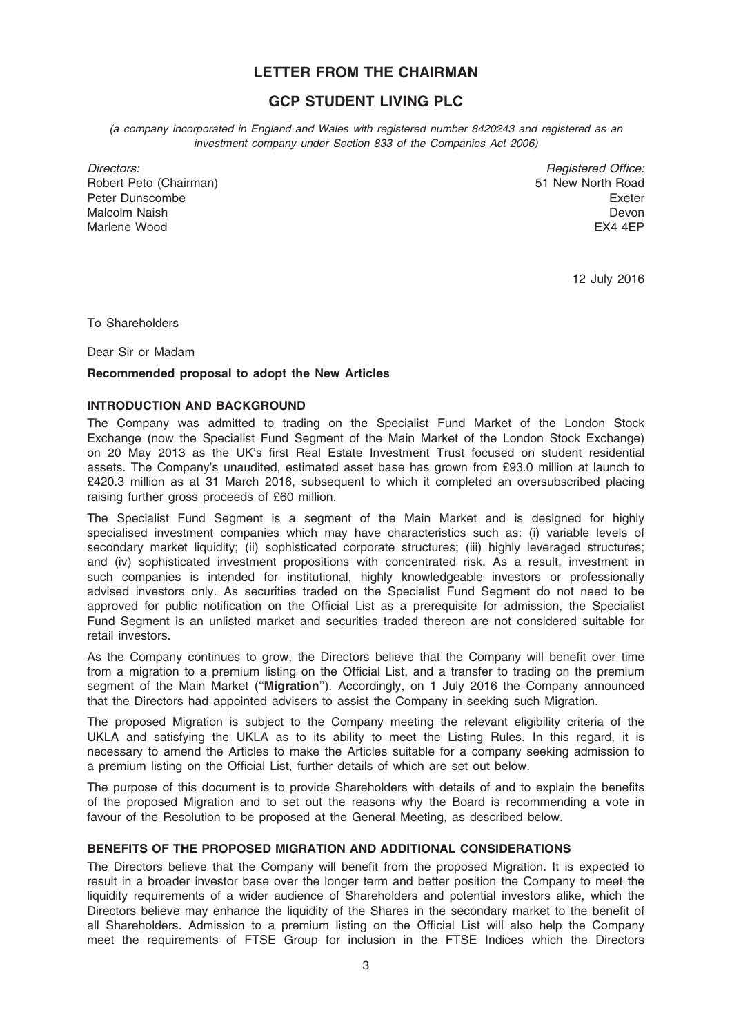# LETTER FROM THE CHAIRMAN

## GCP STUDENT LIVING PLC

*(a company incorporated in England and Wales with registered number 8420243 and registered as an investment company under Section 833 of the Companies Act 2006)*

| | |
|---|---|
| *Directors:* | *Registered Office:* |
| Robert Peto (Chairman) | 51 New North Road |
| Peter Dunscombe | Exeter |
| Malcolm Naish | Devon |
| Marlene Wood | EX4 4EP |

12 July 2016

To Shareholders

Dear Sir or Madam

**Recommended proposal to adopt the New Articles**

### INTRODUCTION AND BACKGROUND

The Company was admitted to trading on the Specialist Fund Market of the London Stock Exchange (now the Specialist Fund Segment of the Main Market of the London Stock Exchange) on 20 May 2013 as the UK's first Real Estate Investment Trust focused on student residential assets. The Company's unaudited, estimated asset base has grown from £93.0 million at launch to £420.3 million as at 31 March 2016, subsequent to which it completed an oversubscribed placing raising further gross proceeds of £60 million.

The Specialist Fund Segment is a segment of the Main Market and is designed for highly specialised investment companies which may have characteristics such as: (i) variable levels of secondary market liquidity; (ii) sophisticated corporate structures; (iii) highly leveraged structures; and (iv) sophisticated investment propositions with concentrated risk. As a result, investment in such companies is intended for institutional, highly knowledgeable investors or professionally advised investors only. As securities traded on the Specialist Fund Segment do not need to be approved for public notification on the Official List as a prerequisite for admission, the Specialist Fund Segment is an unlisted market and securities traded thereon are not considered suitable for retail investors.

As the Company continues to grow, the Directors believe that the Company will benefit over time from a migration to a premium listing on the Official List, and a transfer to trading on the premium segment of the Main Market ("**Migration**"). Accordingly, on 1 July 2016 the Company announced that the Directors had appointed advisers to assist the Company in seeking such Migration.

The proposed Migration is subject to the Company meeting the relevant eligibility criteria of the UKLA and satisfying the UKLA as to its ability to meet the Listing Rules. In this regard, it is necessary to amend the Articles to make the Articles suitable for a company seeking admission to a premium listing on the Official List, further details of which are set out below.

The purpose of this document is to provide Shareholders with details of and to explain the benefits of the proposed Migration and to set out the reasons why the Board is recommending a vote in favour of the Resolution to be proposed at the General Meeting, as described below.

### BENEFITS OF THE PROPOSED MIGRATION AND ADDITIONAL CONSIDERATIONS

The Directors believe that the Company will benefit from the proposed Migration. It is expected to result in a broader investor base over the longer term and better position the Company to meet the liquidity requirements of a wider audience of Shareholders and potential investors alike, which the Directors believe may enhance the liquidity of the Shares in the secondary market to the benefit of all Shareholders. Admission to a premium listing on the Official List will also help the Company meet the requirements of FTSE Group for inclusion in the FTSE Indices which the Directors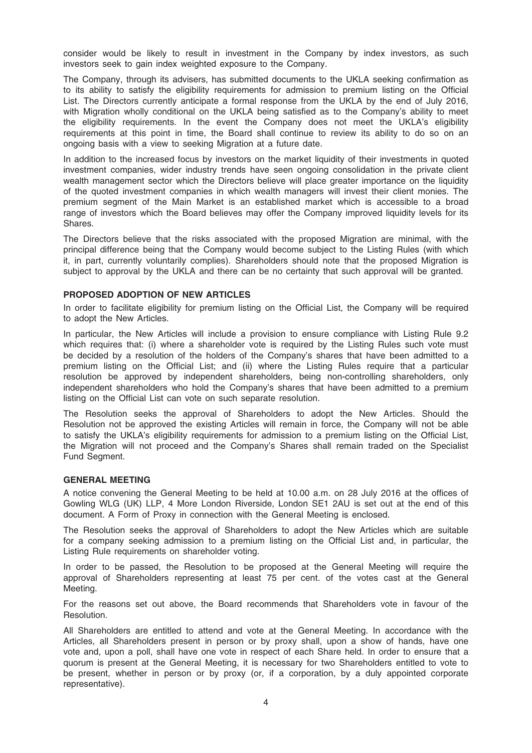consider would be likely to result in investment in the Company by index investors, as such investors seek to gain index weighted exposure to the Company.

The Company, through its advisers, has submitted documents to the UKLA seeking confirmation as to its ability to satisfy the eligibility requirements for admission to premium listing on the Official List. The Directors currently anticipate a formal response from the UKLA by the end of July 2016, with Migration wholly conditional on the UKLA being satisfied as to the Company's ability to meet the eligibility requirements. In the event the Company does not meet the UKLA's eligibility requirements at this point in time, the Board shall continue to review its ability to do so on an ongoing basis with a view to seeking Migration at a future date.

In addition to the increased focus by investors on the market liquidity of their investments in quoted investment companies, wider industry trends have seen ongoing consolidation in the private client wealth management sector which the Directors believe will place greater importance on the liquidity of the quoted investment companies in which wealth managers will invest their client monies. The premium segment of the Main Market is an established market which is accessible to a broad range of investors which the Board believes may offer the Company improved liquidity levels for its Shares.

The Directors believe that the risks associated with the proposed Migration are minimal, with the principal difference being that the Company would become subject to the Listing Rules (with which it, in part, currently voluntarily complies). Shareholders should note that the proposed Migration is subject to approval by the UKLA and there can be no certainty that such approval will be granted.

## PROPOSED ADOPTION OF NEW ARTICLES

In order to facilitate eligibility for premium listing on the Official List, the Company will be required to adopt the New Articles.

In particular, the New Articles will include a provision to ensure compliance with Listing Rule 9.2 which requires that: (i) where a shareholder vote is required by the Listing Rules such vote must be decided by a resolution of the holders of the Company's shares that have been admitted to a premium listing on the Official List; and (ii) where the Listing Rules require that a particular resolution be approved by independent shareholders, being non-controlling shareholders, only independent shareholders who hold the Company's shares that have been admitted to a premium listing on the Official List can vote on such separate resolution.

The Resolution seeks the approval of Shareholders to adopt the New Articles. Should the Resolution not be approved the existing Articles will remain in force, the Company will not be able to satisfy the UKLA's eligibility requirements for admission to a premium listing on the Official List, the Migration will not proceed and the Company's Shares shall remain traded on the Specialist Fund Segment.

## GENERAL MEETING

A notice convening the General Meeting to be held at 10.00 a.m. on 28 July 2016 at the offices of Gowling WLG (UK) LLP, 4 More London Riverside, London SE1 2AU is set out at the end of this document. A Form of Proxy in connection with the General Meeting is enclosed.

The Resolution seeks the approval of Shareholders to adopt the New Articles which are suitable for a company seeking admission to a premium listing on the Official List and, in particular, the Listing Rule requirements on shareholder voting.

In order to be passed, the Resolution to be proposed at the General Meeting will require the approval of Shareholders representing at least 75 per cent. of the votes cast at the General Meeting.

For the reasons set out above, the Board recommends that Shareholders vote in favour of the Resolution.

All Shareholders are entitled to attend and vote at the General Meeting. In accordance with the Articles, all Shareholders present in person or by proxy shall, upon a show of hands, have one vote and, upon a poll, shall have one vote in respect of each Share held. In order to ensure that a quorum is present at the General Meeting, it is necessary for two Shareholders entitled to vote to be present, whether in person or by proxy (or, if a corporation, by a duly appointed corporate representative).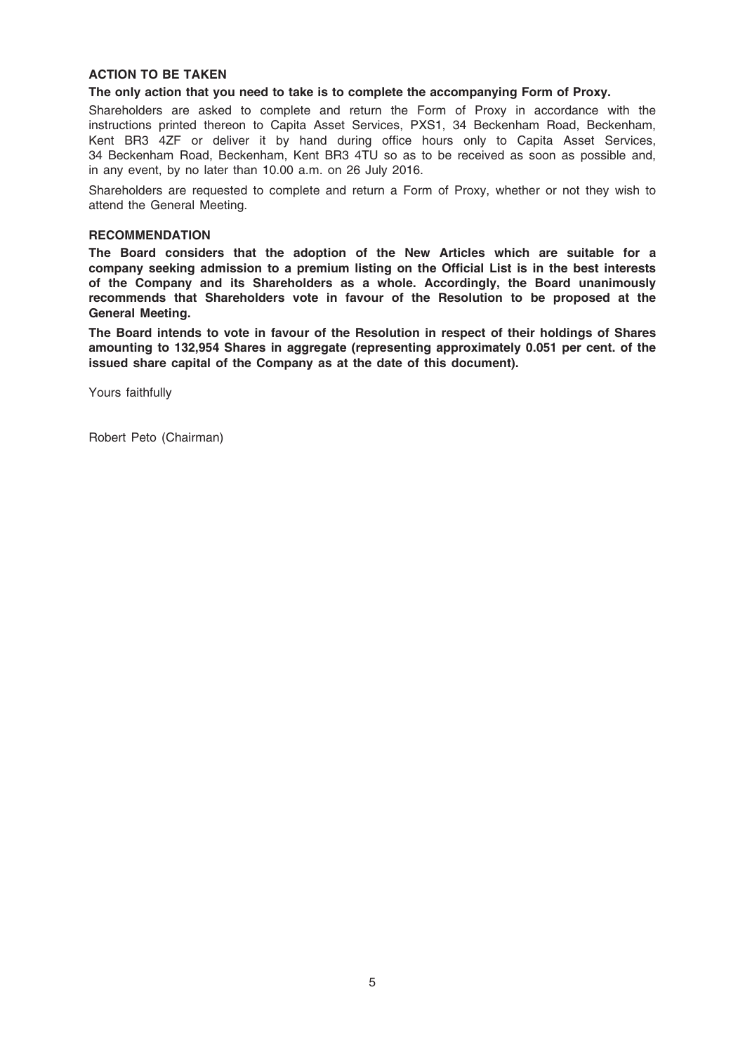## ACTION TO BE TAKEN

**The only action that you need to take is to complete the accompanying Form of Proxy.**

Shareholders are asked to complete and return the Form of Proxy in accordance with the instructions printed thereon to Capita Asset Services, PXS1, 34 Beckenham Road, Beckenham, Kent BR3 4ZF or deliver it by hand during office hours only to Capita Asset Services, 34 Beckenham Road, Beckenham, Kent BR3 4TU so as to be received as soon as possible and, in any event, by no later than 10.00 a.m. on 26 July 2016.

Shareholders are requested to complete and return a Form of Proxy, whether or not they wish to attend the General Meeting.

## RECOMMENDATION

**The Board considers that the adoption of the New Articles which are suitable for a company seeking admission to a premium listing on the Official List is in the best interests of the Company and its Shareholders as a whole. Accordingly, the Board unanimously recommends that Shareholders vote in favour of the Resolution to be proposed at the General Meeting.**

**The Board intends to vote in favour of the Resolution in respect of their holdings of Shares amounting to 132,954 Shares in aggregate (representing approximately 0.051 per cent. of the issued share capital of the Company as at the date of this document).**

Yours faithfully

Robert Peto (Chairman)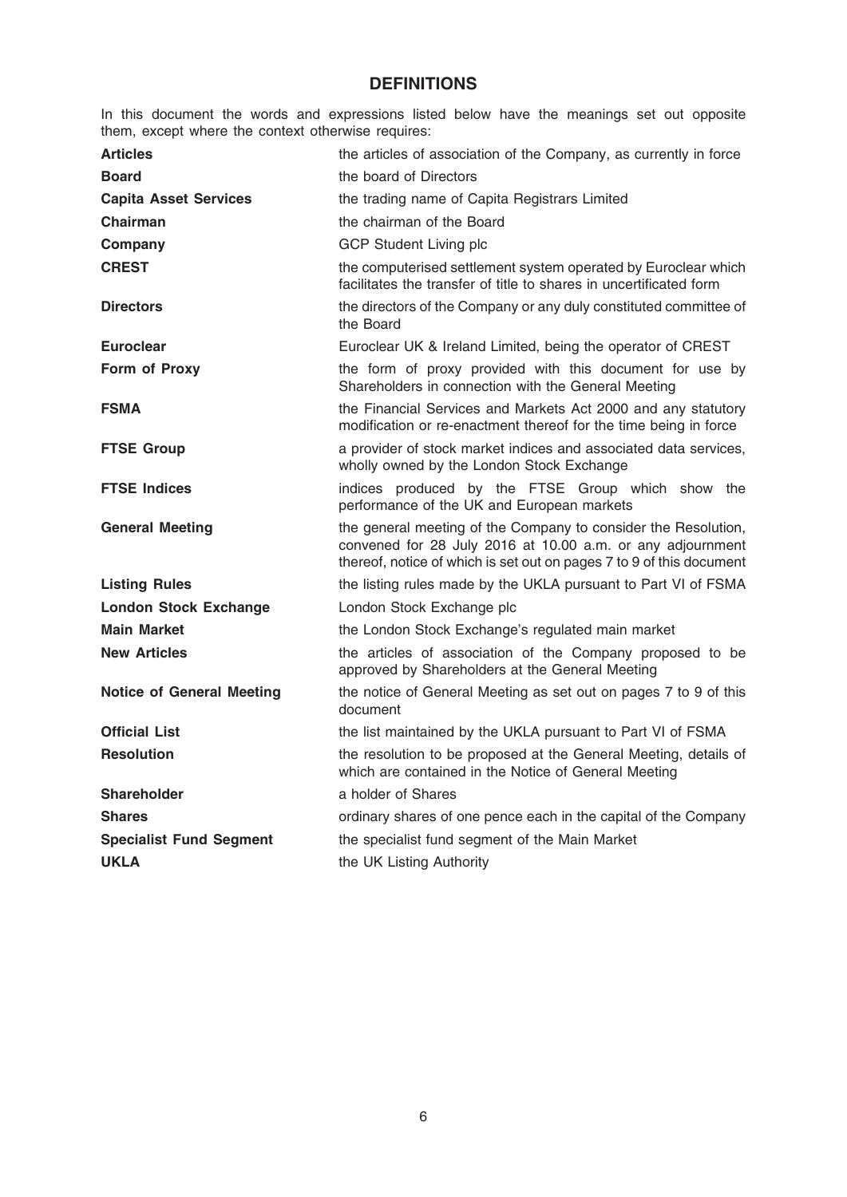# DEFINITIONS

In this document the words and expressions listed below have the meanings set out opposite them, except where the context otherwise requires:

| | |
|---|---|
| **Articles** | the articles of association of the Company, as currently in force |
| **Board** | the board of Directors |
| **Capita Asset Services** | the trading name of Capita Registrars Limited |
| **Chairman** | the chairman of the Board |
| **Company** | GCP Student Living plc |
| **CREST** | the computerised settlement system operated by Euroclear which facilitates the transfer of title to shares in uncertificated form |
| **Directors** | the directors of the Company or any duly constituted committee of the Board |
| **Euroclear** | Euroclear UK & Ireland Limited, being the operator of CREST |
| **Form of Proxy** | the form of proxy provided with this document for use by Shareholders in connection with the General Meeting |
| **FSMA** | the Financial Services and Markets Act 2000 and any statutory modification or re-enactment thereof for the time being in force |
| **FTSE Group** | a provider of stock market indices and associated data services, wholly owned by the London Stock Exchange |
| **FTSE Indices** | indices produced by the FTSE Group which show the performance of the UK and European markets |
| **General Meeting** | the general meeting of the Company to consider the Resolution, convened for 28 July 2016 at 10.00 a.m. or any adjournment thereof, notice of which is set out on pages 7 to 9 of this document |
| **Listing Rules** | the listing rules made by the UKLA pursuant to Part VI of FSMA |
| **London Stock Exchange** | London Stock Exchange plc |
| **Main Market** | the London Stock Exchange's regulated main market |
| **New Articles** | the articles of association of the Company proposed to be approved by Shareholders at the General Meeting |
| **Notice of General Meeting** | the notice of General Meeting as set out on pages 7 to 9 of this document |
| **Official List** | the list maintained by the UKLA pursuant to Part VI of FSMA |
| **Resolution** | the resolution to be proposed at the General Meeting, details of which are contained in the Notice of General Meeting |
| **Shareholder** | a holder of Shares |
| **Shares** | ordinary shares of one pence each in the capital of the Company |
| **Specialist Fund Segment** | the specialist fund segment of the Main Market |
| **UKLA** | the UK Listing Authority |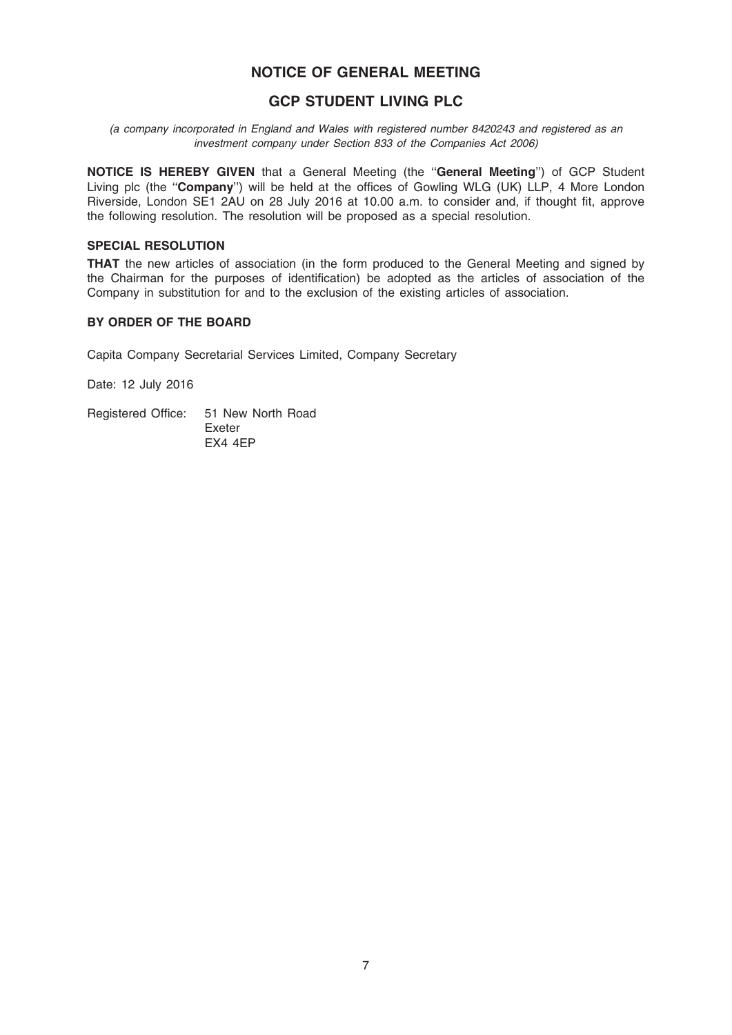# NOTICE OF GENERAL MEETING

## GCP STUDENT LIVING PLC

*(a company incorporated in England and Wales with registered number 8420243 and registered as an investment company under Section 833 of the Companies Act 2006)*

**NOTICE IS HEREBY GIVEN** that a General Meeting (the ''**General Meeting**'') of GCP Student Living plc (the ''**Company**'') will be held at the offices of Gowling WLG (UK) LLP, 4 More London Riverside, London SE1 2AU on 28 July 2016 at 10.00 a.m. to consider and, if thought fit, approve the following resolution. The resolution will be proposed as a special resolution.

### SPECIAL RESOLUTION

**THAT** the new articles of association (in the form produced to the General Meeting and signed by the Chairman for the purposes of identification) be adopted as the articles of association of the Company in substitution for and to the exclusion of the existing articles of association.

### BY ORDER OF THE BOARD

Capita Company Secretarial Services Limited, Company Secretary

Date: 12 July 2016

Registered Office: 51 New North Road
Exeter
EX4 4EP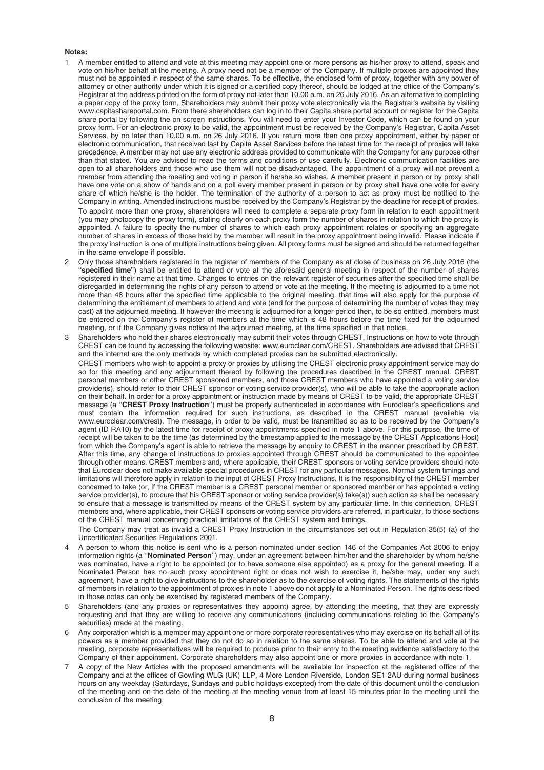**Notes:**

1. A member entitled to attend and vote at this meeting may appoint one or more persons as his/her proxy to attend, speak and vote on his/her behalf at the meeting. A proxy need not be a member of the Company. If multiple proxies are appointed they must not be appointed in respect of the same shares. To be effective, the enclosed form of proxy, together with any power of attorney or other authority under which it is signed or a certified copy thereof, should be lodged at the office of the Company's Registrar at the address printed on the form of proxy not later than 10.00 a.m. on 26 July 2016. As an alternative to completing a paper copy of the proxy form, Shareholders may submit their proxy vote electronically via the Registrar's website by visiting www.capitashareportal.com. From there shareholders can log in to their Capita share portal account or register for the Capita share portal by following the on screen instructions. You will need to enter your Investor Code, which can be found on your proxy form. For an electronic proxy to be valid, the appointment must be received by the Company's Registrar, Capita Asset Services, by no later than 10.00 a.m. on 26 July 2016. If you return more than one proxy appointment, either by paper or electronic communication, that received last by Capita Asset Services before the latest time for the receipt of proxies will take precedence. A member may not use any electronic address provided to communicate with the Company for any purpose other than that stated. You are advised to read the terms and conditions of use carefully. Electronic communication facilities are open to all shareholders and those who use them will not be disadvantaged. The appointment of a proxy will not prevent a member from attending the meeting and voting in person if he/she so wishes. A member present in person or by proxy shall have one vote on a show of hands and on a poll every member present in person or by proxy shall have one vote for every share of which he/she is the holder. The termination of the authority of a person to act as proxy must be notified to the Company in writing. Amended instructions must be received by the Company's Registrar by the deadline for receipt of proxies.

   To appoint more than one proxy, shareholders will need to complete a separate proxy form in relation to each appointment (you may photocopy the proxy form), stating clearly on each proxy form the number of shares in relation to which the proxy is appointed. A failure to specify the number of shares to which each proxy appointment relates or specifying an aggregate number of shares in excess of those held by the member will result in the proxy appointment being invalid. Please indicate if the proxy instruction is one of multiple instructions being given. All proxy forms must be signed and should be returned together in the same envelope if possible.

2. Only those shareholders registered in the register of members of the Company as at close of business on 26 July 2016 (the "**specified time**") shall be entitled to attend or vote at the aforesaid general meeting in respect of the number of shares registered in their name at that time. Changes to entries on the relevant register of securities after the specified time shall be disregarded in determining the rights of any person to attend or vote at the meeting. If the meeting is adjourned to a time not more than 48 hours after the specified time applicable to the original meeting, that time will also apply for the purpose of determining the entitlement of members to attend and vote (and for the purpose of determining the number of votes they may cast) at the adjourned meeting. If however the meeting is adjourned for a longer period then, to be so entitled, members must be entered on the Company's register of members at the time which is 48 hours before the time fixed for the adjourned meeting, or if the Company gives notice of the adjourned meeting, at the time specified in that notice.

3. Shareholders who hold their shares electronically may submit their votes through CREST. Instructions on how to vote through CREST can be found by accessing the following website: www.euroclear.com/CREST. Shareholders are advised that CREST and the internet are the only methods by which completed proxies can be submitted electronically.

   CREST members who wish to appoint a proxy or proxies by utilising the CREST electronic proxy appointment service may do so for this meeting and any adjournment thereof by following the procedures described in the CREST manual. CREST personal members or other CREST sponsored members, and those CREST members who have appointed a voting service provider(s), should refer to their CREST sponsor or voting service provider(s), who will be able to take the appropriate action on their behalf. In order for a proxy appointment or instruction made by means of CREST to be valid, the appropriate CREST message (a "**CREST Proxy Instruction**") must be properly authenticated in accordance with Euroclear's specifications and must contain the information required for such instructions, as described in the CREST manual (available via www.euroclear.com/crest). The message, in order to be valid, must be transmitted so as to be received by the Company's agent (ID RA10) by the latest time for receipt of proxy appointments specified in note 1 above. For this purpose, the time of receipt will be taken to be the time (as determined by the timestamp applied to the message by the CREST Applications Host) from which the Company's agent is able to retrieve the message by enquiry to CREST in the manner prescribed by CREST. After this time, any change of instructions to proxies appointed through CREST should be communicated to the appointee through other means. CREST members and, where applicable, their CREST sponsors or voting service providers should note that Euroclear does not make available special procedures in CREST for any particular messages. Normal system timings and limitations will therefore apply in relation to the input of CREST Proxy Instructions. It is the responsibility of the CREST member concerned to take (or, if the CREST member is a CREST personal member or sponsored member or has appointed a voting service provider(s), to procure that his CREST sponsor or voting service provider(s) take(s)) such action as shall be necessary to ensure that a message is transmitted by means of the CREST system by any particular time. In this connection, CREST members and, where applicable, their CREST sponsors or voting service providers are referred, in particular, to those sections of the CREST manual concerning practical limitations of the CREST system and timings.

   The Company may treat as invalid a CREST Proxy Instruction in the circumstances set out in Regulation 35(5) (a) of the Uncertificated Securities Regulations 2001.

4. A person to whom this notice is sent who is a person nominated under section 146 of the Companies Act 2006 to enjoy information rights (a "**Nominated Person**") may, under an agreement between him/her and the shareholder by whom he/she was nominated, have a right to be appointed (or to have someone else appointed) as a proxy for the general meeting. If a Nominated Person has no such proxy appointment right or does not wish to exercise it, he/she may, under any such agreement, have a right to give instructions to the shareholder as to the exercise of voting rights. The statements of the rights of members in relation to the appointment of proxies in note 1 above do not apply to a Nominated Person. The rights described in those notes can only be exercised by registered members of the Company.

5. Shareholders (and any proxies or representatives they appoint) agree, by attending the meeting, that they are expressly requesting and that they are willing to receive any communications (including communications relating to the Company's securities) made at the meeting.

6. Any corporation which is a member may appoint one or more corporate representatives who may exercise on its behalf all of its powers as a member provided that they do not do so in relation to the same shares. To be able to attend and vote at the meeting, corporate representatives will be required to produce prior to their entry to the meeting evidence satisfactory to the Company of their appointment. Corporate shareholders may also appoint one or more proxies in accordance with note 1.

7. A copy of the New Articles with the proposed amendments will be available for inspection at the registered office of the Company and at the offices of Gowling WLG (UK) LLP, 4 More London Riverside, London SE1 2AU during normal business hours on any weekday (Saturdays, Sundays and public holidays excepted) from the date of this document until the conclusion of the meeting and on the date of the meeting at the meeting venue from at least 15 minutes prior to the meeting until the conclusion of the meeting.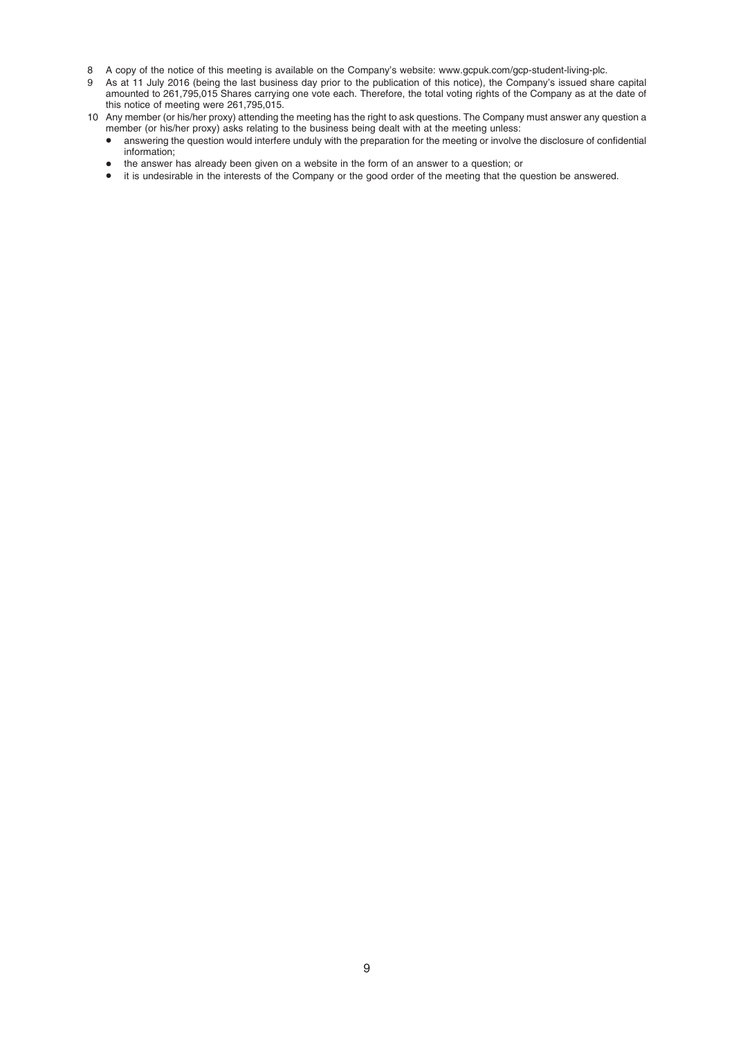8 A copy of the notice of this meeting is available on the Company's website: www.gcpuk.com/gcp-student-living-plc.

9 As at 11 July 2016 (being the last business day prior to the publication of this notice), the Company's issued share capital amounted to 261,795,015 Shares carrying one vote each. Therefore, the total voting rights of the Company as at the date of this notice of meeting were 261,795,015.

10 Any member (or his/her proxy) attending the meeting has the right to ask questions. The Company must answer any question a member (or his/her proxy) asks relating to the business being dealt with at the meeting unless:

- answering the question would interfere unduly with the preparation for the meeting or involve the disclosure of confidential information;
- the answer has already been given on a website in the form of an answer to a question; or
- it is undesirable in the interests of the Company or the good order of the meeting that the question be answered.